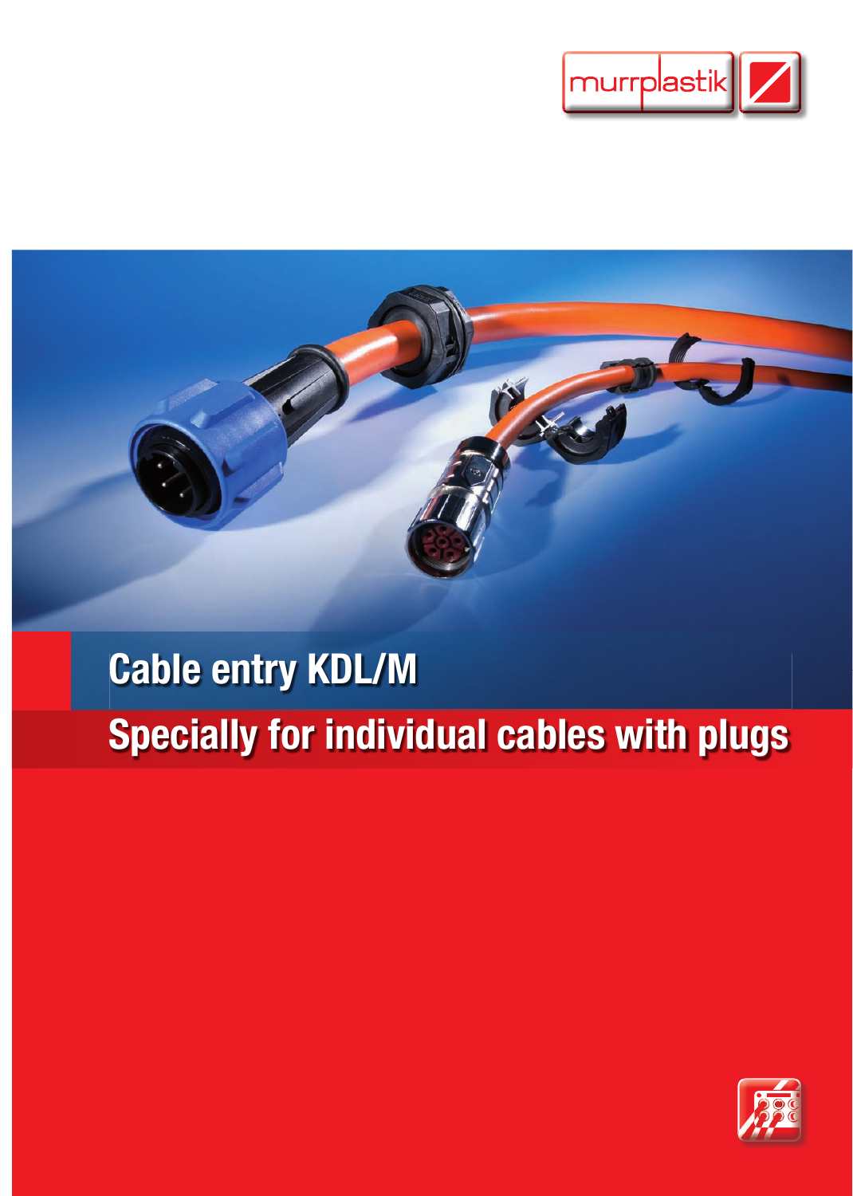murrplastik

# Cable entry KDL/M

## Specially for individual cables with plugs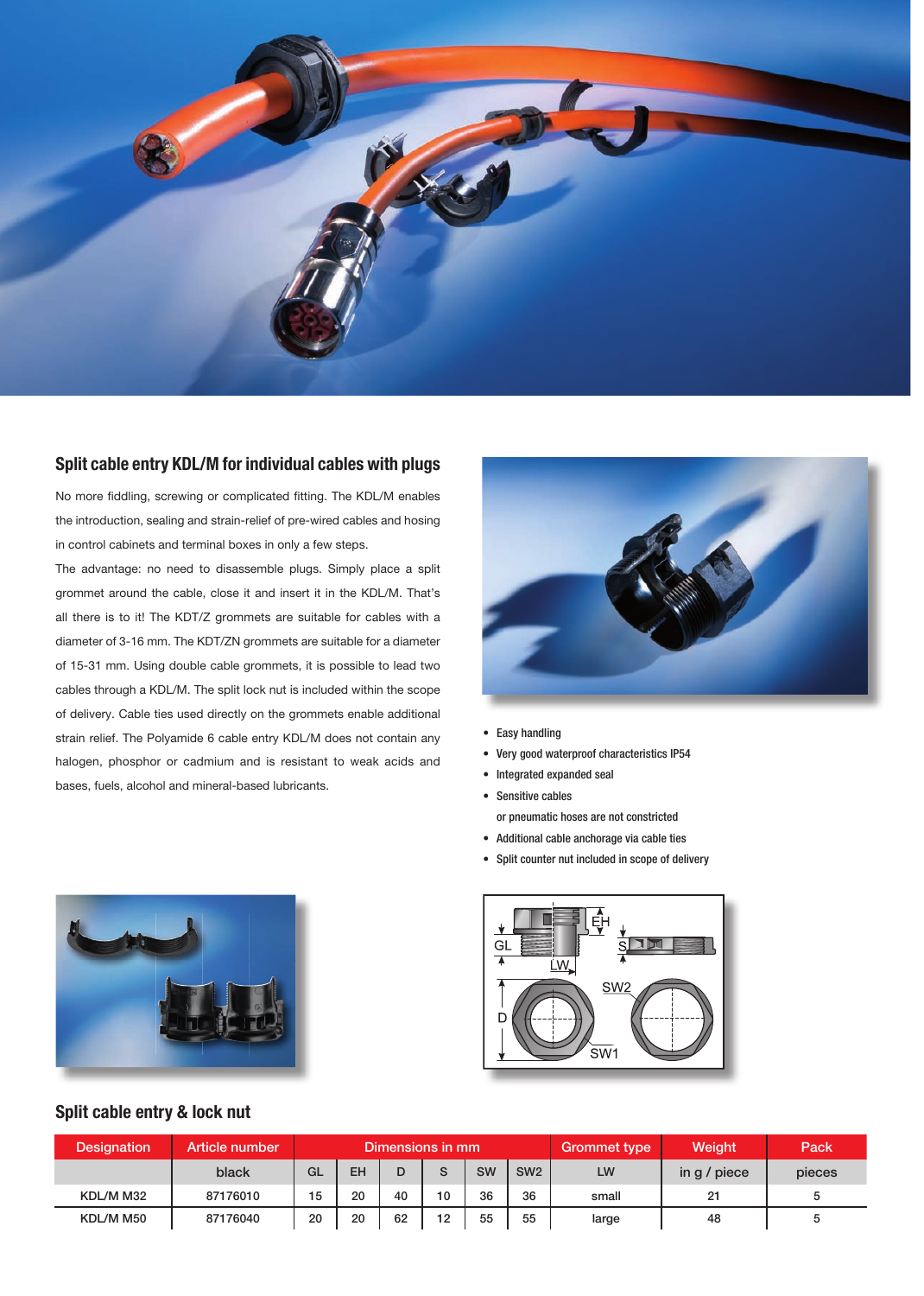## Split cable entry KDL/M for individual cables with plugs

No more fiddling, screwing or complicated fitting. The KDL/M enables the introduction, sealing and strain-relief of pre-wired cables and hosing in control cabinets and terminal boxes in only a few steps.

The advantage: no need to disassemble plugs. Simply place a split grommet around the cable, close it and insert it in the KDL/M. That's all there is to it! The KDT/Z grommets are suitable for cables with a diameter of 3-16 mm. The KDT/ZN grommets are suitable for a diameter of 15-31 mm. Using double cable grommets, it is possible to lead two cables through a KDL/M. The split lock nut is included within the scope of delivery. Cable ties used directly on the grommets enable additional strain relief. The Polyamide 6 cable entry KDL/M does not contain any halogen, phosphor or cadmium and is resistant to weak acids and bases, fuels, alcohol and mineral-based lubricants.

- Easy handling
- Very good waterproof characteristics IP54
- Integrated expanded seal
- Sensitive cables or pneumatic hoses are not constricted
- Additional cable anchorage via cable ties
- Split counter nut included in scope of delivery

## Split cable entry & lock nut

| Designation | Article number | Dimensions in mm | | | | | | Grommet type | Weight | Pack |
|---|---|---|---|---|---|---|---|---|---|---|
| | black | GL | EH | D | S | SW | SW2 | LW | in g / piece | pieces |
| KDL/M M32 | 87176010 | 15 | 20 | 40 | 10 | 36 | 36 | small | 21 | 5 |
| KDL/M M50 | 87176040 | 20 | 20 | 62 | 12 | 55 | 55 | large | 48 | 5 |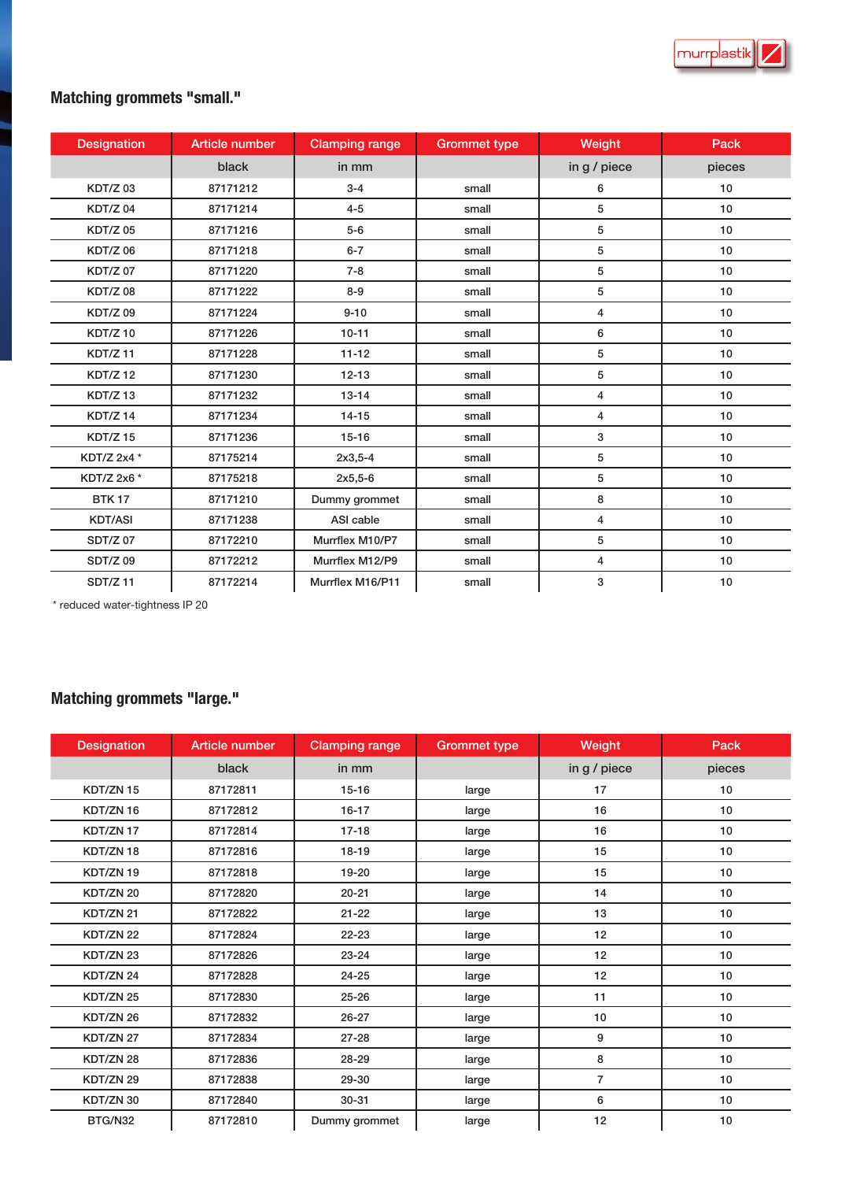## Matching grommets "small."

| Designation | Article number | Clamping range | Grommet type | Weight | Pack |
|---|---|---|---|---|---|
| | black | in mm | | in g / piece | pieces |
| KDT/Z 03 | 87171212 | 3-4 | small | 6 | 10 |
| KDT/Z 04 | 87171214 | 4-5 | small | 5 | 10 |
| KDT/Z 05 | 87171216 | 5-6 | small | 5 | 10 |
| KDT/Z 06 | 87171218 | 6-7 | small | 5 | 10 |
| KDT/Z 07 | 87171220 | 7-8 | small | 5 | 10 |
| KDT/Z 08 | 87171222 | 8-9 | small | 5 | 10 |
| KDT/Z 09 | 87171224 | 9-10 | small | 4 | 10 |
| KDT/Z 10 | 87171226 | 10-11 | small | 6 | 10 |
| KDT/Z 11 | 87171228 | 11-12 | small | 5 | 10 |
| KDT/Z 12 | 87171230 | 12-13 | small | 5 | 10 |
| KDT/Z 13 | 87171232 | 13-14 | small | 4 | 10 |
| KDT/Z 14 | 87171234 | 14-15 | small | 4 | 10 |
| KDT/Z 15 | 87171236 | 15-16 | small | 3 | 10 |
| KDT/Z 2x4 * | 87175214 | 2x3,5-4 | small | 5 | 10 |
| KDT/Z 2x6 * | 87175218 | 2x5,5-6 | small | 5 | 10 |
| BTK 17 | 87171210 | Dummy grommet | small | 8 | 10 |
| KDT/ASI | 87171238 | ASI cable | small | 4 | 10 |
| SDT/Z 07 | 87172210 | Murrflex M10/P7 | small | 5 | 10 |
| SDT/Z 09 | 87172212 | Murrflex M12/P9 | small | 4 | 10 |
| SDT/Z 11 | 87172214 | Murrflex M16/P11 | small | 3 | 10 |

* reduced water-tightness IP 20

## Matching grommets "large."

| Designation | Article number | Clamping range | Grommet type | Weight | Pack |
|---|---|---|---|---|---|
| | black | in mm | | in g / piece | pieces |
| KDT/ZN 15 | 87172811 | 15-16 | large | 17 | 10 |
| KDT/ZN 16 | 87172812 | 16-17 | large | 16 | 10 |
| KDT/ZN 17 | 87172814 | 17-18 | large | 16 | 10 |
| KDT/ZN 18 | 87172816 | 18-19 | large | 15 | 10 |
| KDT/ZN 19 | 87172818 | 19-20 | large | 15 | 10 |
| KDT/ZN 20 | 87172820 | 20-21 | large | 14 | 10 |
| KDT/ZN 21 | 87172822 | 21-22 | large | 13 | 10 |
| KDT/ZN 22 | 87172824 | 22-23 | large | 12 | 10 |
| KDT/ZN 23 | 87172826 | 23-24 | large | 12 | 10 |
| KDT/ZN 24 | 87172828 | 24-25 | large | 12 | 10 |
| KDT/ZN 25 | 87172830 | 25-26 | large | 11 | 10 |
| KDT/ZN 26 | 87172832 | 26-27 | large | 10 | 10 |
| KDT/ZN 27 | 87172834 | 27-28 | large | 9 | 10 |
| KDT/ZN 28 | 87172836 | 28-29 | large | 8 | 10 |
| KDT/ZN 29 | 87172838 | 29-30 | large | 7 | 10 |
| KDT/ZN 30 | 87172840 | 30-31 | large | 6 | 10 |
| BTG/N32 | 87172810 | Dummy grommet | large | 12 | 10 |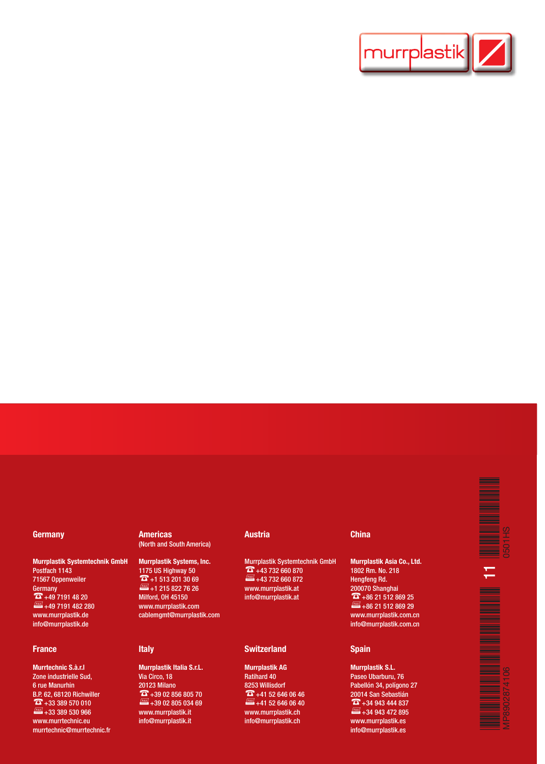murrplastik

## Germany

**Murrplastik Systemtechnik GmbH**
Postfach 1143
71567 Oppenweiler
Germany
☎ +49 7191 48 20
FAX +49 7191 482 280
www.murrplastik.de
info@murrplastik.de

## Americas

(North and South America)

**Murrplastik Systems, Inc.**
1175 US Highway 50
☎ +1 513 201 30 69
FAX +1 215 822 76 26
Milford, OH 45150
www.murrplastik.com
cablemgmt@murrplastik.com

## Austria

**Murrplastik Systemtechnik GmbH**
☎ +43 732 660 870
FAX +43 732 660 872
www.murrplastik.at
info@murrplastik.at

## China

**Murrplastik Asia Co., Ltd.**
1802 Rm. No. 218
Hengfeng Rd.
200070 Shanghai
☎ +86 21 512 869 25
FAX +86 21 512 869 29
www.murrplastik.com.cn
info@murrplastik.com.cn

## France

**Murrtechnic S.à.r.l**
Zone industrielle Sud,
6 rue Manurhin
B.P. 62, 68120 Richwiller
☎ +33 389 570 010
FAX +33 389 530 966
www.murrtechnic.eu
murrtechnic@murrtechnic.fr

## Italy

**Murrplastik Italia S.r.L.**
Via Circo, 18
20123 Milano
☎ +39 02 856 805 70
FAX +39 02 805 034 69
www.murrplastik.it
info@murrplastik.it

## Switzerland

**Murrplastik AG**
Ratihard 40
8253 Willisdorf
☎ +41 52 646 06 46
FAX +41 52 646 06 40
www.murrplastik.ch
info@murrplastik.ch

## Spain

**Murrplastik S.L.**
Paseo Ubarburu, 76
Pabellón 34, polígono 27
20014 San Sebastián
☎ +34 943 444 837
FAX +34 943 472 895
www.murrplastik.es
info@murrplastik.es

MP890287410611 0501HS